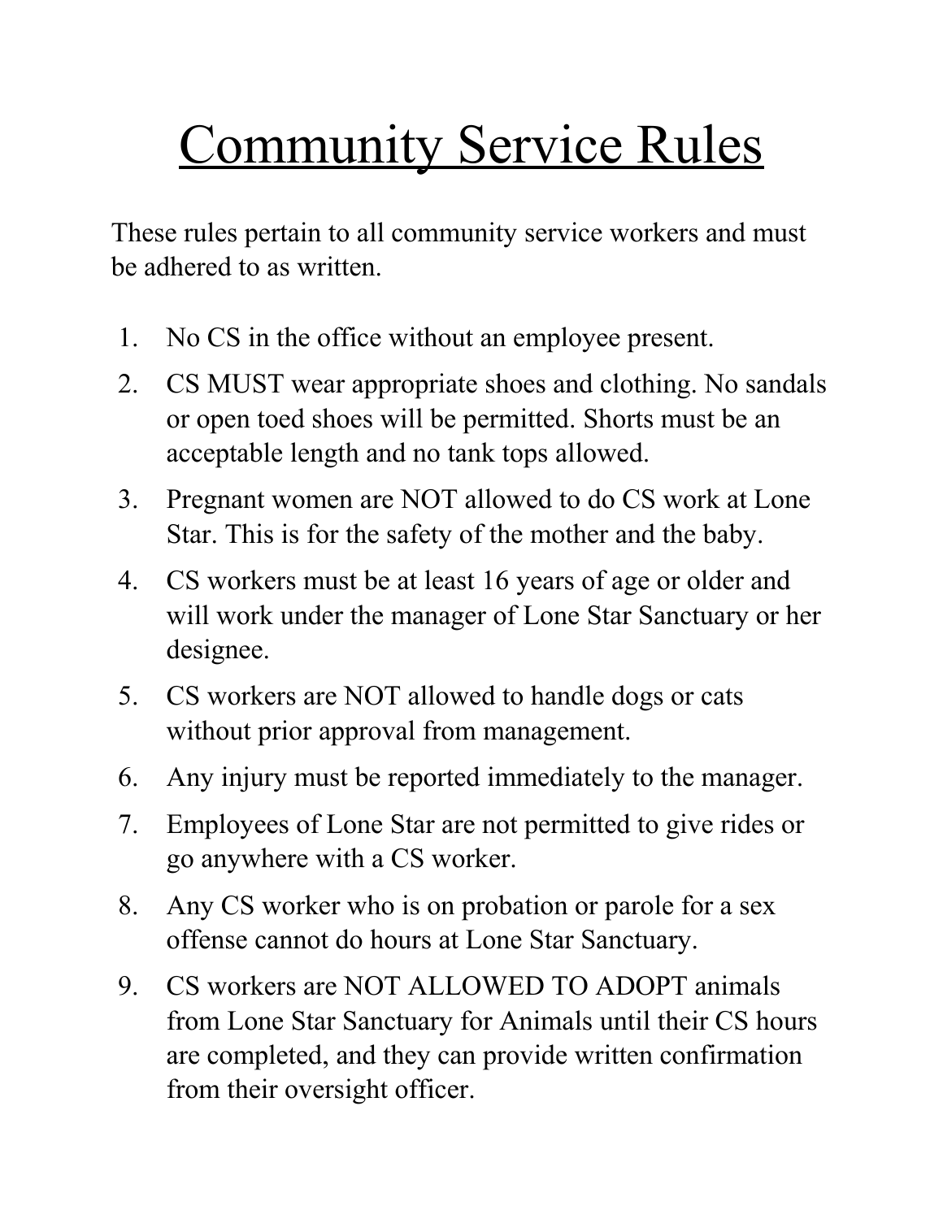# Community Service Rules

These rules pertain to all community service workers and must be adhered to as written.

1. No CS in the office without an employee present.
2. CS MUST wear appropriate shoes and clothing. No sandals or open toed shoes will be permitted. Shorts must be an acceptable length and no tank tops allowed.
3. Pregnant women are NOT allowed to do CS work at Lone Star. This is for the safety of the mother and the baby.
4. CS workers must be at least 16 years of age or older and will work under the manager of Lone Star Sanctuary or her designee.
5. CS workers are NOT allowed to handle dogs or cats without prior approval from management.
6. Any injury must be reported immediately to the manager.
7. Employees of Lone Star are not permitted to give rides or go anywhere with a CS worker.
8. Any CS worker who is on probation or parole for a sex offense cannot do hours at Lone Star Sanctuary.
9. CS workers are NOT ALLOWED TO ADOPT animals from Lone Star Sanctuary for Animals until their CS hours are completed, and they can provide written confirmation from their oversight officer.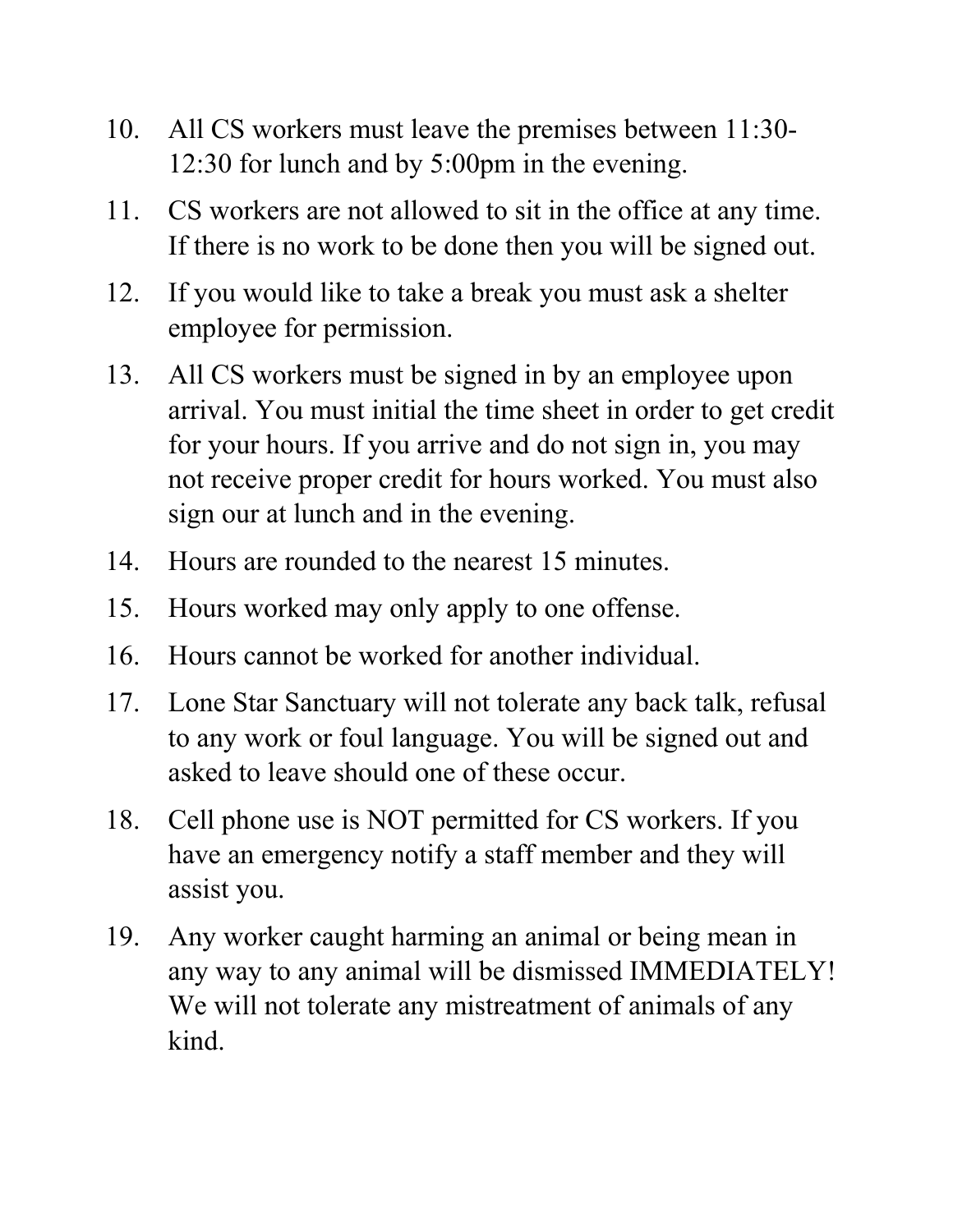10. All CS workers must leave the premises between 11:30-12:30 for lunch and by 5:00pm in the evening.
11. CS workers are not allowed to sit in the office at any time. If there is no work to be done then you will be signed out.
12. If you would like to take a break you must ask a shelter employee for permission.
13. All CS workers must be signed in by an employee upon arrival. You must initial the time sheet in order to get credit for your hours. If you arrive and do not sign in, you may not receive proper credit for hours worked. You must also sign our at lunch and in the evening.
14. Hours are rounded to the nearest 15 minutes.
15. Hours worked may only apply to one offense.
16. Hours cannot be worked for another individual.
17. Lone Star Sanctuary will not tolerate any back talk, refusal to any work or foul language. You will be signed out and asked to leave should one of these occur.
18. Cell phone use is NOT permitted for CS workers. If you have an emergency notify a staff member and they will assist you.
19. Any worker caught harming an animal or being mean in any way to any animal will be dismissed IMMEDIATELY! We will not tolerate any mistreatment of animals of any kind.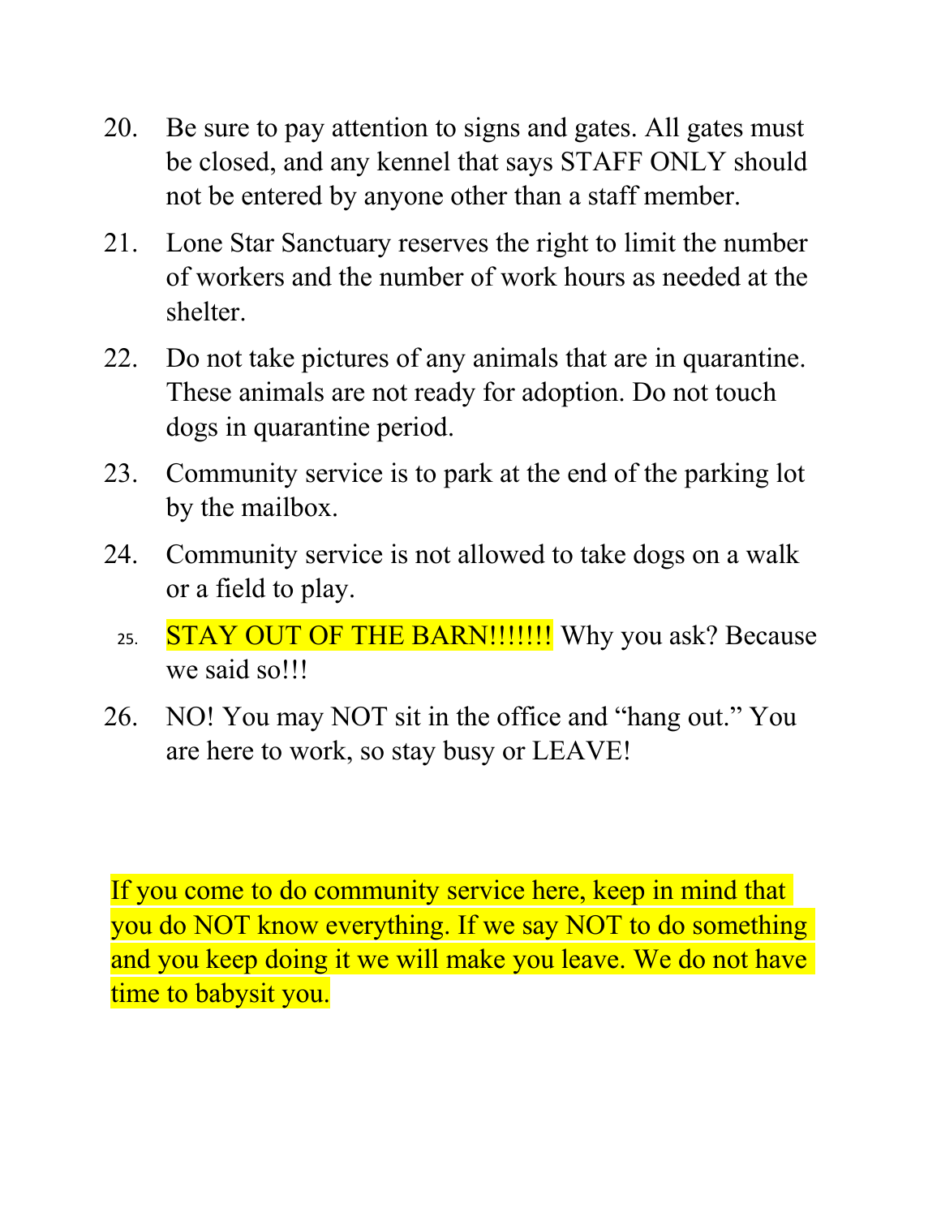20. Be sure to pay attention to signs and gates. All gates must be closed, and any kennel that says STAFF ONLY should not be entered by anyone other than a staff member.
21. Lone Star Sanctuary reserves the right to limit the number of workers and the number of work hours as needed at the shelter.
22. Do not take pictures of any animals that are in quarantine. These animals are not ready for adoption. Do not touch dogs in quarantine period.
23. Community service is to park at the end of the parking lot by the mailbox.
24. Community service is not allowed to take dogs on a walk or a field to play.
25. STAY OUT OF THE BARN!!!!!!! Why you ask? Because we said so!!!
26. NO! You may NOT sit in the office and “hang out.” You are here to work, so stay busy or LEAVE!

If you come to do community service here, keep in mind that you do NOT know everything. If we say NOT to do something and you keep doing it we will make you leave. We do not have time to babysit you.